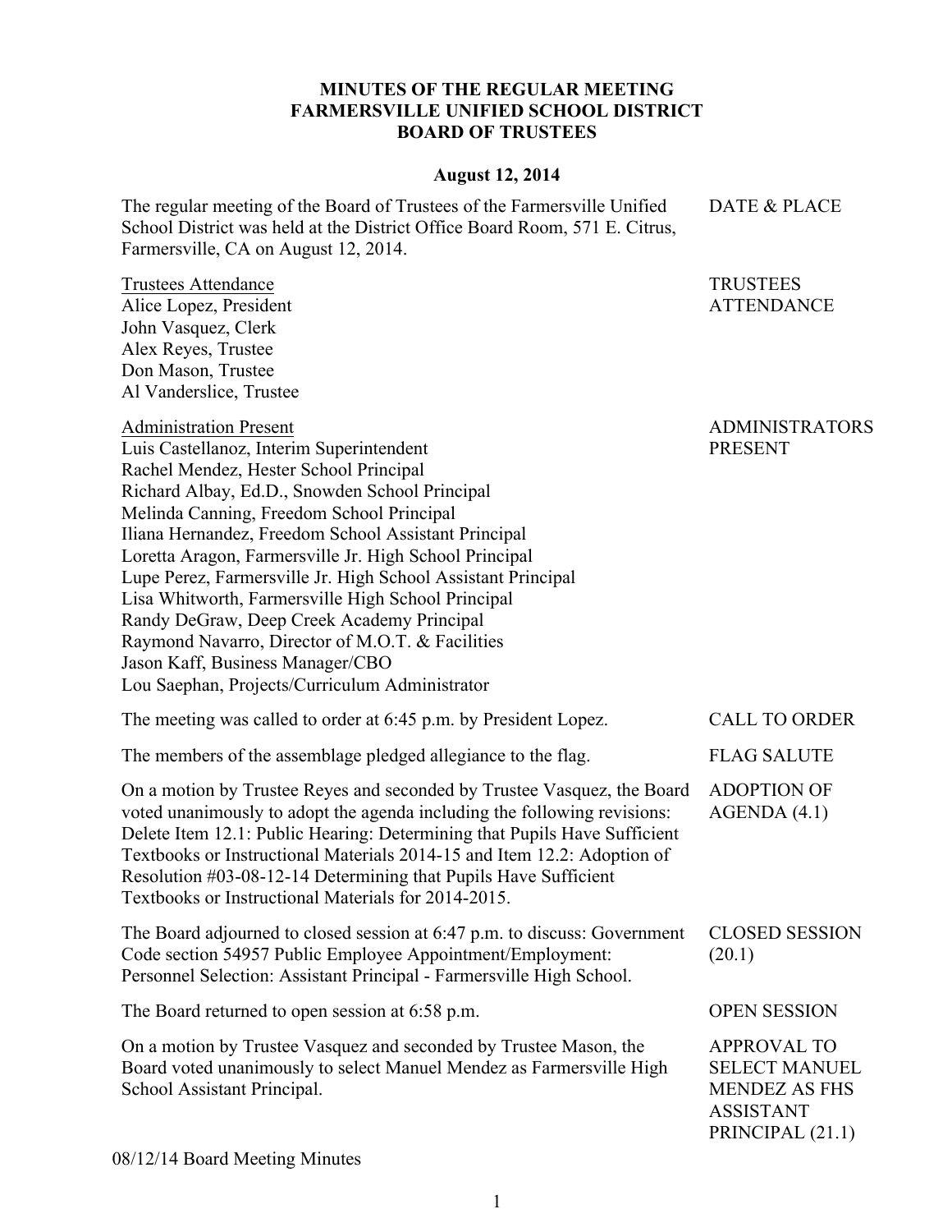# MINUTES OF THE REGULAR MEETING
# FARMERSVILLE UNIFIED SCHOOL DISTRICT
# BOARD OF TRUSTEES

**August 12, 2014**

| | |
|---|---|
| The regular meeting of the Board of Trustees of the Farmersville Unified School District was held at the District Office Board Room, 571 E. Citrus, Farmersville, CA on August 12, 2014. | DATE & PLACE |
| <u>Trustees Attendance</u><br>Alice Lopez, President<br>John Vasquez, Clerk<br>Alex Reyes, Trustee<br>Don Mason, Trustee<br>Al Vanderslice, Trustee | TRUSTEES ATTENDANCE |
| <u>Administration Present</u><br>Luis Castellanoz, Interim Superintendent<br>Rachel Mendez, Hester School Principal<br>Richard Albay, Ed.D., Snowden School Principal<br>Melinda Canning, Freedom School Principal<br>Iliana Hernandez, Freedom School Assistant Principal<br>Loretta Aragon, Farmersville Jr. High School Principal<br>Lupe Perez, Farmersville Jr. High School Assistant Principal<br>Lisa Whitworth, Farmersville High School Principal<br>Randy DeGraw, Deep Creek Academy Principal<br>Raymond Navarro, Director of M.O.T. & Facilities<br>Jason Kaff, Business Manager/CBO<br>Lou Saephan, Projects/Curriculum Administrator | ADMINISTRATORS PRESENT |
| The meeting was called to order at 6:45 p.m. by President Lopez. | CALL TO ORDER |
| The members of the assemblage pledged allegiance to the flag. | FLAG SALUTE |
| On a motion by Trustee Reyes and seconded by Trustee Vasquez, the Board voted unanimously to adopt the agenda including the following revisions: Delete Item 12.1: Public Hearing: Determining that Pupils Have Sufficient Textbooks or Instructional Materials 2014-15 and Item 12.2: Adoption of Resolution #03-08-12-14 Determining that Pupils Have Sufficient Textbooks or Instructional Materials for 2014-2015. | ADOPTION OF AGENDA (4.1) |
| The Board adjourned to closed session at 6:47 p.m. to discuss: Government Code section 54957 Public Employee Appointment/Employment: Personnel Selection: Assistant Principal - Farmersville High School. | CLOSED SESSION (20.1) |
| The Board returned to open session at 6:58 p.m. | OPEN SESSION |
| On a motion by Trustee Vasquez and seconded by Trustee Mason, the Board voted unanimously to select Manuel Mendez as Farmersville High School Assistant Principal. | APPROVAL TO SELECT MANUEL MENDEZ AS FHS ASSISTANT PRINCIPAL (21.1) |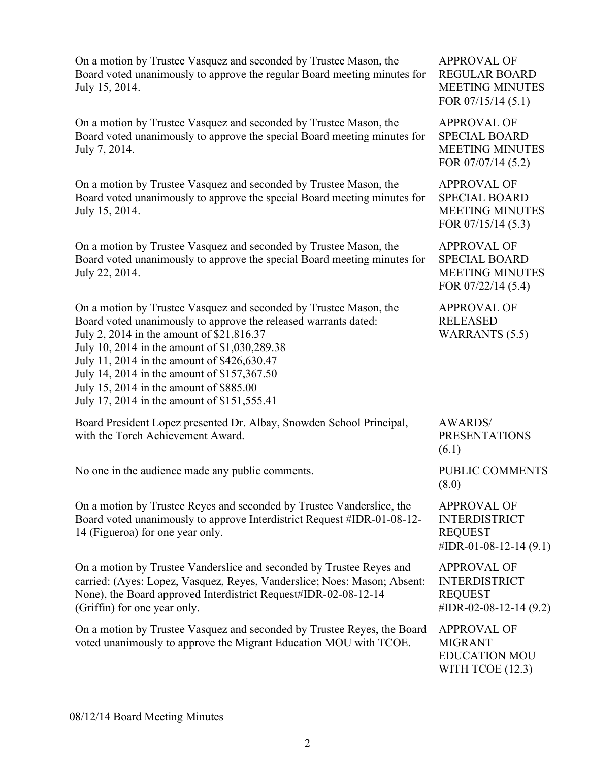On a motion by Trustee Vasquez and seconded by Trustee Mason, the Board voted unanimously to approve the regular Board meeting minutes for July 15, 2014.

**APPROVAL OF REGULAR BOARD MEETING MINUTES FOR 07/15/14 (5.1)**

On a motion by Trustee Vasquez and seconded by Trustee Mason, the Board voted unanimously to approve the special Board meeting minutes for July 7, 2014.

**APPROVAL OF SPECIAL BOARD MEETING MINUTES FOR 07/07/14 (5.2)**

On a motion by Trustee Vasquez and seconded by Trustee Mason, the Board voted unanimously to approve the special Board meeting minutes for July 15, 2014.

**APPROVAL OF SPECIAL BOARD MEETING MINUTES FOR 07/15/14 (5.3)**

On a motion by Trustee Vasquez and seconded by Trustee Mason, the Board voted unanimously to approve the special Board meeting minutes for July 22, 2014.

**APPROVAL OF SPECIAL BOARD MEETING MINUTES FOR 07/22/14 (5.4)**

On a motion by Trustee Vasquez and seconded by Trustee Mason, the Board voted unanimously to approve the released warrants dated:
July 2, 2014 in the amount of $21,816.37
July 10, 2014 in the amount of $1,030,289.38
July 11, 2014 in the amount of $426,630.47
July 14, 2014 in the amount of $157,367.50
July 15, 2014 in the amount of $885.00
July 17, 2014 in the amount of $151,555.41

**APPROVAL OF RELEASED WARRANTS (5.5)**

Board President Lopez presented Dr. Albay, Snowden School Principal, with the Torch Achievement Award.

**AWARDS/ PRESENTATIONS (6.1)**

No one in the audience made any public comments.

**PUBLIC COMMENTS (8.0)**

On a motion by Trustee Reyes and seconded by Trustee Vanderslice, the Board voted unanimously to approve Interdistrict Request #IDR-01-08-12-14 (Figueroa) for one year only.

**APPROVAL OF INTERDISTRICT REQUEST #IDR-01-08-12-14 (9.1)**

On a motion by Trustee Vanderslice and seconded by Trustee Reyes and carried: (Ayes: Lopez, Vasquez, Reyes, Vanderslice; Noes: Mason; Absent: None), the Board approved Interdistrict Request#IDR-02-08-12-14 (Griffin) for one year only.

**APPROVAL OF INTERDISTRICT REQUEST #IDR-02-08-12-14 (9.2)**

On a motion by Trustee Vasquez and seconded by Trustee Reyes, the Board voted unanimously to approve the Migrant Education MOU with TCOE.

**APPROVAL OF MIGRANT EDUCATION MOU WITH TCOE (12.3)**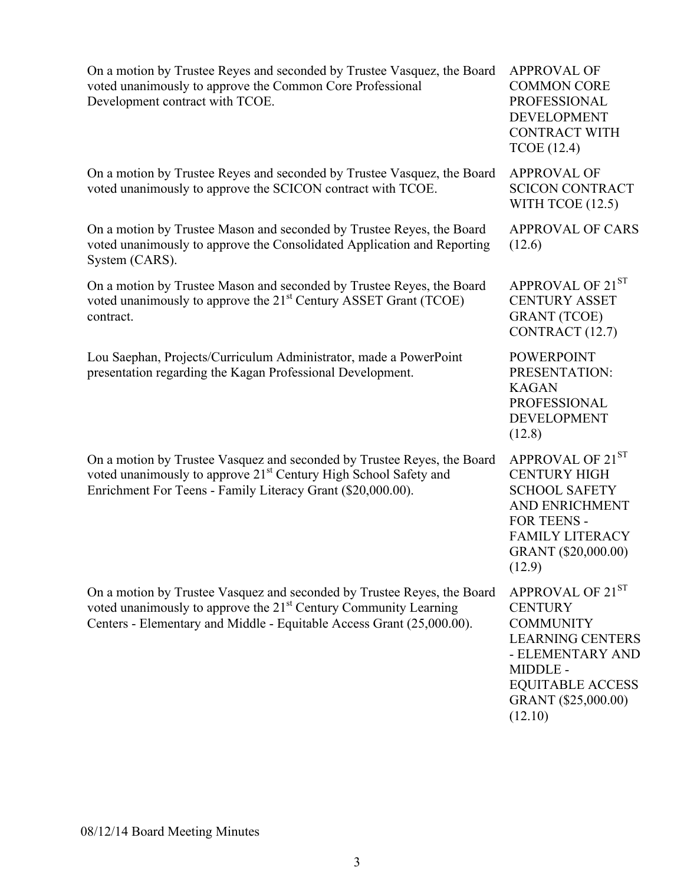| | |
|---|---|
| On a motion by Trustee Reyes and seconded by Trustee Vasquez, the Board voted unanimously to approve the Common Core Professional Development contract with TCOE. | APPROVAL OF COMMON CORE PROFESSIONAL DEVELOPMENT CONTRACT WITH TCOE (12.4) |
| On a motion by Trustee Reyes and seconded by Trustee Vasquez, the Board voted unanimously to approve the SCICON contract with TCOE. | APPROVAL OF SCICON CONTRACT WITH TCOE (12.5) |
| On a motion by Trustee Mason and seconded by Trustee Reyes, the Board voted unanimously to approve the Consolidated Application and Reporting System (CARS). | APPROVAL OF CARS (12.6) |
| On a motion by Trustee Mason and seconded by Trustee Reyes, the Board voted unanimously to approve the 21st Century ASSET Grant (TCOE) contract. | APPROVAL OF 21ST CENTURY ASSET GRANT (TCOE) CONTRACT (12.7) |
| Lou Saephan, Projects/Curriculum Administrator, made a PowerPoint presentation regarding the Kagan Professional Development. | POWERPOINT PRESENTATION: KAGAN PROFESSIONAL DEVELOPMENT (12.8) |
| On a motion by Trustee Vasquez and seconded by Trustee Reyes, the Board voted unanimously to approve 21st Century High School Safety and Enrichment For Teens - Family Literacy Grant ($20,000.00). | APPROVAL OF 21ST CENTURY HIGH SCHOOL SAFETY AND ENRICHMENT FOR TEENS - FAMILY LITERACY GRANT ($20,000.00) (12.9) |
| On a motion by Trustee Vasquez and seconded by Trustee Reyes, the Board voted unanimously to approve the 21st Century Community Learning Centers - Elementary and Middle - Equitable Access Grant (25,000.00). | APPROVAL OF 21ST CENTURY COMMUNITY LEARNING CENTERS - ELEMENTARY AND MIDDLE - EQUITABLE ACCESS GRANT ($25,000.00) (12.10) |

08/12/14 Board Meeting Minutes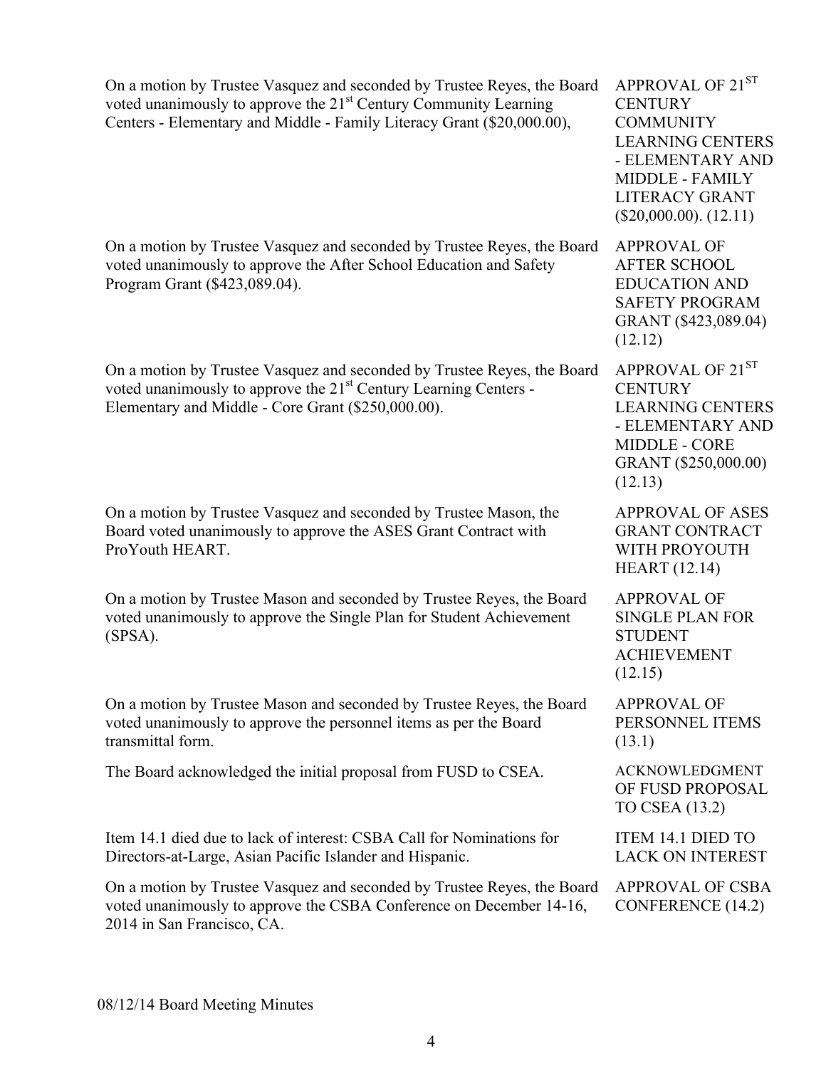| | |
|---|---|
| On a motion by Trustee Vasquez and seconded by Trustee Reyes, the Board voted unanimously to approve the 21st Century Community Learning Centers - Elementary and Middle - Family Literacy Grant ($20,000.00), | APPROVAL OF 21ST CENTURY COMMUNITY LEARNING CENTERS - ELEMENTARY AND MIDDLE - FAMILY LITERACY GRANT ($20,000.00). (12.11) |
| On a motion by Trustee Vasquez and seconded by Trustee Reyes, the Board voted unanimously to approve the After School Education and Safety Program Grant ($423,089.04). | APPROVAL OF AFTER SCHOOL EDUCATION AND SAFETY PROGRAM GRANT ($423,089.04) (12.12) |
| On a motion by Trustee Vasquez and seconded by Trustee Reyes, the Board voted unanimously to approve the 21st Century Learning Centers - Elementary and Middle - Core Grant ($250,000.00). | APPROVAL OF 21ST CENTURY LEARNING CENTERS - ELEMENTARY AND MIDDLE - CORE GRANT ($250,000.00) (12.13) |
| On a motion by Trustee Vasquez and seconded by Trustee Mason, the Board voted unanimously to approve the ASES Grant Contract with ProYouth HEART. | APPROVAL OF ASES GRANT CONTRACT WITH PROYOUTH HEART (12.14) |
| On a motion by Trustee Mason and seconded by Trustee Reyes, the Board voted unanimously to approve the Single Plan for Student Achievement (SPSA). | APPROVAL OF SINGLE PLAN FOR STUDENT ACHIEVEMENT (12.15) |
| On a motion by Trustee Mason and seconded by Trustee Reyes, the Board voted unanimously to approve the personnel items as per the Board transmittal form. | APPROVAL OF PERSONNEL ITEMS (13.1) |
| The Board acknowledged the initial proposal from FUSD to CSEA. | ACKNOWLEDGMENT OF FUSD PROPOSAL TO CSEA (13.2) |
| Item 14.1 died due to lack of interest: CSBA Call for Nominations for Directors-at-Large, Asian Pacific Islander and Hispanic. | ITEM 14.1 DIED TO LACK ON INTEREST |
| On a motion by Trustee Vasquez and seconded by Trustee Reyes, the Board voted unanimously to approve the CSBA Conference on December 14-16, 2014 in San Francisco, CA. | APPROVAL OF CSBA CONFERENCE (14.2) |

08/12/14 Board Meeting Minutes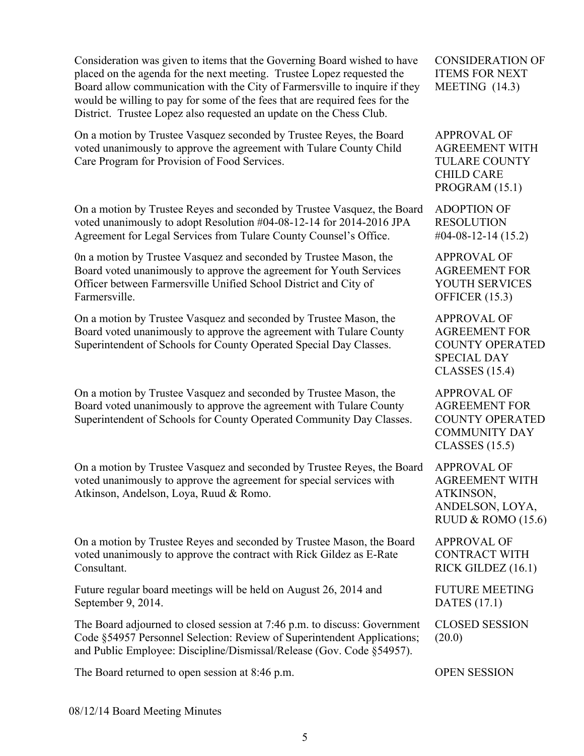| | |
|---|---|
| Consideration was given to items that the Governing Board wished to have placed on the agenda for the next meeting. Trustee Lopez requested the Board allow communication with the City of Farmersville to inquire if they would be willing to pay for some of the fees that are required fees for the District. Trustee Lopez also requested an update on the Chess Club. | CONSIDERATION OF ITEMS FOR NEXT MEETING (14.3) |
| On a motion by Trustee Vasquez seconded by Trustee Reyes, the Board voted unanimously to approve the agreement with Tulare County Child Care Program for Provision of Food Services. | APPROVAL OF AGREEMENT WITH TULARE COUNTY CHILD CARE PROGRAM (15.1) |
| On a motion by Trustee Reyes and seconded by Trustee Vasquez, the Board voted unanimously to adopt Resolution #04-08-12-14 for 2014-2016 JPA Agreement for Legal Services from Tulare County Counsel's Office. | ADOPTION OF RESOLUTION #04-08-12-14 (15.2) |
| 0n a motion by Trustee Vasquez and seconded by Trustee Mason, the Board voted unanimously to approve the agreement for Youth Services Officer between Farmersville Unified School District and City of Farmersville. | APPROVAL OF AGREEMENT FOR YOUTH SERVICES OFFICER (15.3) |
| On a motion by Trustee Vasquez and seconded by Trustee Mason, the Board voted unanimously to approve the agreement with Tulare County Superintendent of Schools for County Operated Special Day Classes. | APPROVAL OF AGREEMENT FOR COUNTY OPERATED SPECIAL DAY CLASSES (15.4) |
| On a motion by Trustee Vasquez and seconded by Trustee Mason, the Board voted unanimously to approve the agreement with Tulare County Superintendent of Schools for County Operated Community Day Classes. | APPROVAL OF AGREEMENT FOR COUNTY OPERATED COMMUNITY DAY CLASSES (15.5) |
| On a motion by Trustee Vasquez and seconded by Trustee Reyes, the Board voted unanimously to approve the agreement for special services with Atkinson, Andelson, Loya, Ruud & Romo. | APPROVAL OF AGREEMENT WITH ATKINSON, ANDELSON, LOYA, RUUD & ROMO (15.6) |
| On a motion by Trustee Reyes and seconded by Trustee Mason, the Board voted unanimously to approve the contract with Rick Gildez as E-Rate Consultant. | APPROVAL OF CONTRACT WITH RICK GILDEZ (16.1) |
| Future regular board meetings will be held on August 26, 2014 and September 9, 2014. | FUTURE MEETING DATES (17.1) |
| The Board adjourned to closed session at 7:46 p.m. to discuss: Government Code §54957 Personnel Selection: Review of Superintendent Applications; and Public Employee: Discipline/Dismissal/Release (Gov. Code §54957). | CLOSED SESSION (20.0) |
| The Board returned to open session at 8:46 p.m. | OPEN SESSION |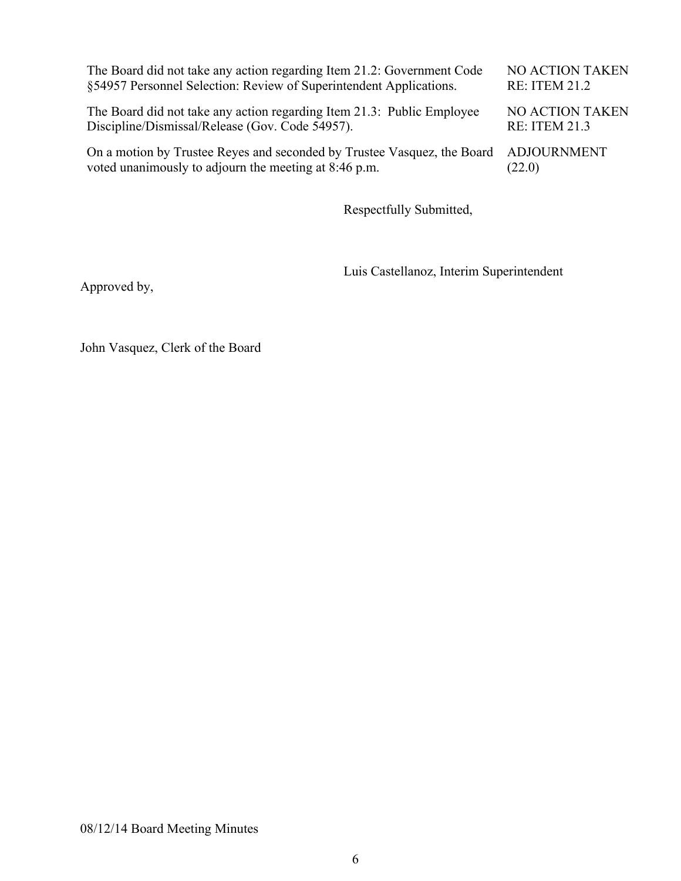| | |
|---|---|
| The Board did not take any action regarding Item 21.2: Government Code §54957 Personnel Selection: Review of Superintendent Applications. | NO ACTION TAKEN RE: ITEM 21.2 |
| The Board did not take any action regarding Item 21.3: Public Employee Discipline/Dismissal/Release (Gov. Code 54957). | NO ACTION TAKEN RE: ITEM 21.3 |
| On a motion by Trustee Reyes and seconded by Trustee Vasquez, the Board voted unanimously to adjourn the meeting at 8:46 p.m. | ADJOURNMENT (22.0) |

Respectfully Submitted,

Luis Castellanoz, Interim Superintendent

Approved by,

John Vasquez, Clerk of the Board

08/12/14 Board Meeting Minutes